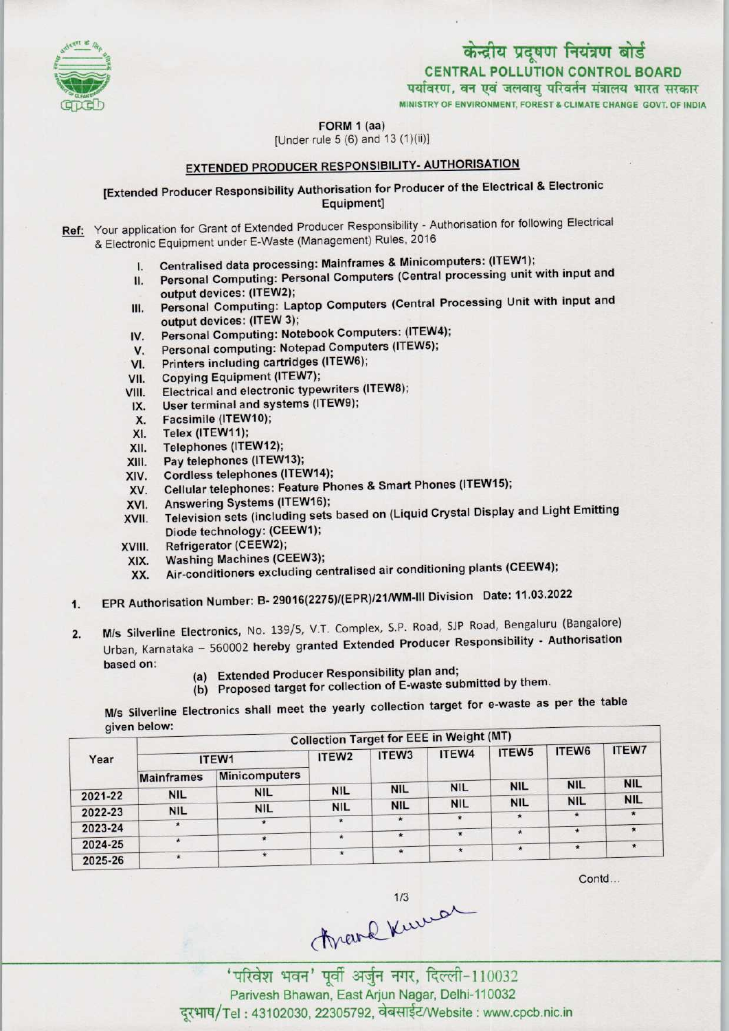केन्द्रीय प्रदूषण नियंत्रण बोर्ड

**CENTRAL POLLUTION CONTROL BOARD**

पर्यावरण, वन एवं जलवायु परिवर्तन मंत्रालय भारत सरकार

MINISTRY OF ENVIRONMENT, FOREST & CLIMATE CHANGE GOVT. OF INDIA

FORM 1 (aa)

[Under rule 5 (6) and 13 (1)(ii)]

## EXTENDED PRODUCER RESPONSIBILITY- AUTHORISATION

[Extended Producer Responsibility Authorisation for Producer of the Electrical & Electronic Equipment]

**Ref:** Your application for Grant of Extended Producer Responsibility - Authorisation for following Electrical & Electronic Equipment under E-Waste (Management) Rules, 2016

I. Centralised data processing: Mainframes & Minicomputers: (ITEW1);
II. Personal Computing: Personal Computers (Central processing unit with input and output devices: (ITEW2);
III. Personal Computing: Laptop Computers (Central Processing Unit with input and output devices: (ITEW 3);
IV. Personal Computing: Notebook Computers: (ITEW4);
V. Personal computing: Notepad Computers (ITEW5);
VI. Printers including cartridges (ITEW6);
VII. Copying Equipment (ITEW7);
VIII. Electrical and electronic typewriters (ITEW8);
IX. User terminal and systems (ITEW9);
X. Facsimile (ITEW10);
XI. Telex (ITEW11);
XII. Telephones (ITEW12);
XIII. Pay telephones (ITEW13);
XIV. Cordless telephones (ITEW14);
XV. Cellular telephones: Feature Phones & Smart Phones (ITEW15);
XVI. Answering Systems (ITEW16);
XVII. Television sets (including sets based on (Liquid Crystal Display and Light Emitting Diode technology: (CEEW1);
XVIII. Refrigerator (CEEW2);
XIX. Washing Machines (CEEW3);
XX. Air-conditioners excluding centralised air conditioning plants (CEEW4);

1. EPR Authorisation Number: B- 29016(2275)/(EPR)/21/WM-III Division Date: 11.03.2022

2. M/s Silverline Electronics, No. 139/5, V.T. Complex, S.P. Road, SJP Road, Bengaluru (Bangalore) Urban, Karnataka – 560002 hereby granted Extended Producer Responsibility - Authorisation based on:

   (a) Extended Producer Responsibility plan and;
   (b) Proposed target for collection of E-waste submitted by them.

M/s Silverline Electronics shall meet the yearly collection target for e-waste as per the table given below:

| Year | Collection Target for EEE in Weight (MT) | | | | | | | |
|---|---|---|---|---|---|---|---|---|
| | ITEW1 | | ITEW2 | ITEW3 | ITEW4 | ITEW5 | ITEW6 | ITEW7 |
| | Mainframes | Minicomputers | | | | | | |
| 2021-22 | NIL | NIL | NIL | NIL | NIL | NIL | NIL | NIL |
| 2022-23 | NIL | NIL | NIL | NIL | NIL | NIL | NIL | NIL |
| 2023-24 | * | * | * | * | * | * | * | * |
| 2024-25 | * | * | * | * | * | * | * | * |
| 2025-26 | * | * | * | * | * | * | * | * |

Contd...

'परिवेश भवन' पूर्वी अर्जुन नगर, दिल्ली-110032

Parivesh Bhawan, East Arjun Nagar, Delhi-110032

दूरभाष/Tel : 43102030, 22305792, वेबसाईट/Website : www.cpcb.nic.in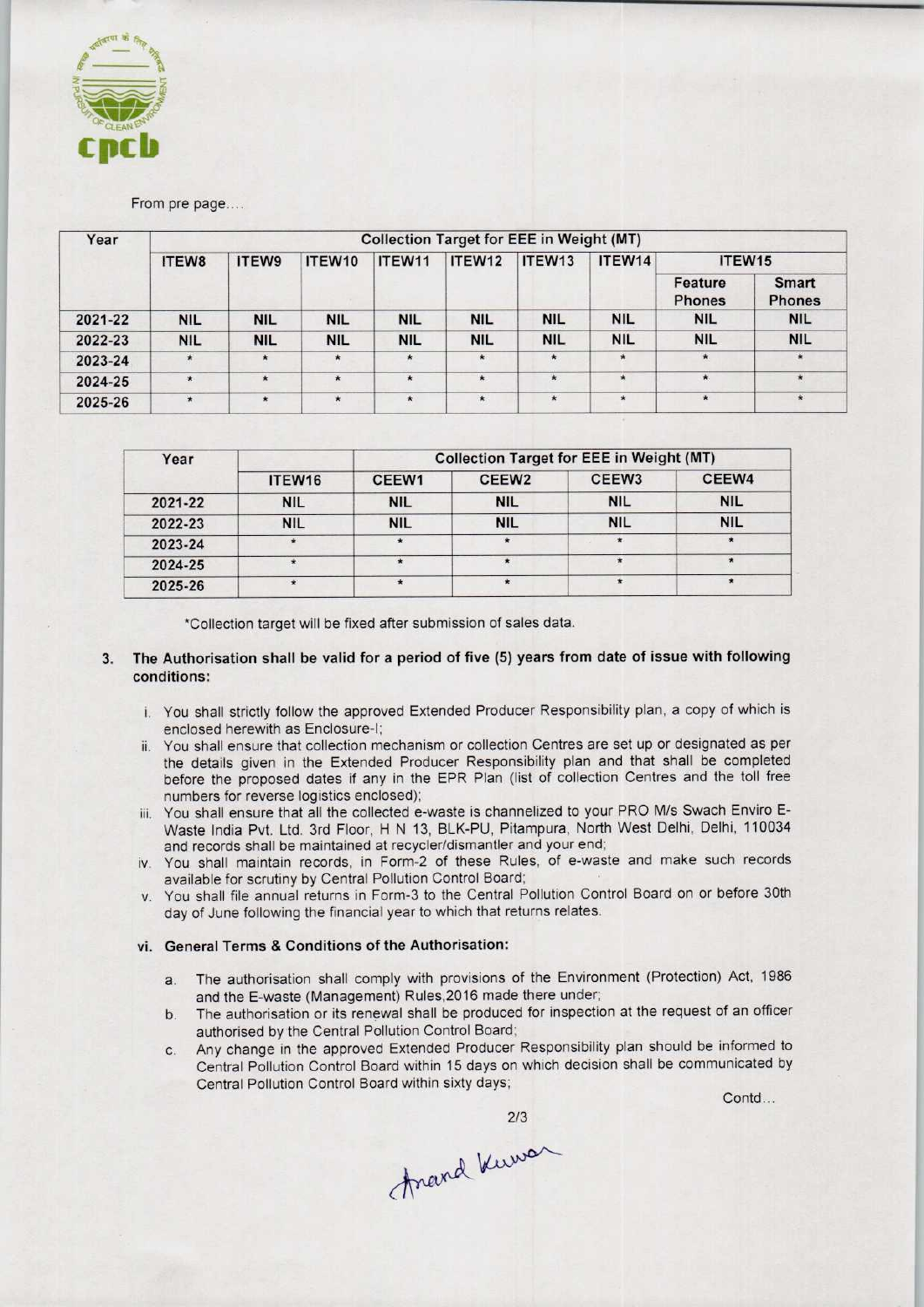From pre page....

| Year | Collection Target for EEE in Weight (MT) | | | | | | | | |
|---|---|---|---|---|---|---|---|---|---|
| | ITEW8 | ITEW9 | ITEW10 | ITEW11 | ITEW12 | ITEW13 | ITEW14 | ITEW15 | |
| | | | | | | | | Feature Phones | Smart Phones |
| 2021-22 | NIL | NIL | NIL | NIL | NIL | NIL | NIL | NIL | NIL |
| 2022-23 | NIL | NIL | NIL | NIL | NIL | NIL | NIL | NIL | NIL |
| 2023-24 | * | * | * | * | * | * | * | * | * |
| 2024-25 | * | * | * | * | * | * | * | * | * |
| 2025-26 | * | * | * | * | * | * | * | * | * |

| Year | | Collection Target for EEE in Weight (MT) | | | |
|---|---|---|---|---|---|
| | ITEW16 | CEEW1 | CEEW2 | CEEW3 | CEEW4 |
| 2021-22 | NIL | NIL | NIL | NIL | NIL |
| 2022-23 | NIL | NIL | NIL | NIL | NIL |
| 2023-24 | * | * | * | * | * |
| 2024-25 | * | * | * | * | * |
| 2025-26 | * | * | * | * | * |

*Collection target will be fixed after submission of sales data.

3. **The Authorisation shall be valid for a period of five (5) years from date of issue with following conditions:**

   i. You shall strictly follow the approved Extended Producer Responsibility plan, a copy of which is enclosed herewith as Enclosure-I;
   
   ii. You shall ensure that collection mechanism or collection Centres are set up or designated as per the details given in the Extended Producer Responsibility plan and that shall be completed before the proposed dates if any in the EPR Plan (list of collection Centres and the toll free numbers for reverse logistics enclosed);
   
   iii. You shall ensure that all the collected e-waste is channelized to your PRO M/s Swach Enviro E-Waste India Pvt. Ltd. 3rd Floor, H N 13, BLK-PU, Pitampura, North West Delhi, Delhi, 110034 and records shall be maintained at recycler/dismantler and your end;
   
   iv. You shall maintain records, in Form-2 of these Rules, of e-waste and make such records available for scrutiny by Central Pollution Control Board;
   
   v. You shall file annual returns in Form-3 to the Central Pollution Control Board on or before 30th day of June following the financial year to which that returns relates.

   **vi. General Terms & Conditions of the Authorisation:**

   a. The authorisation shall comply with provisions of the Environment (Protection) Act, 1986 and the E-waste (Management) Rules,2016 made there under;
   
   b. The authorisation or its renewal shall be produced for inspection at the request of an officer authorised by the Central Pollution Control Board;
   
   c. Any change in the approved Extended Producer Responsibility plan should be informed to Central Pollution Control Board within 15 days on which decision shall be communicated by Central Pollution Control Board within sixty days;

Contd...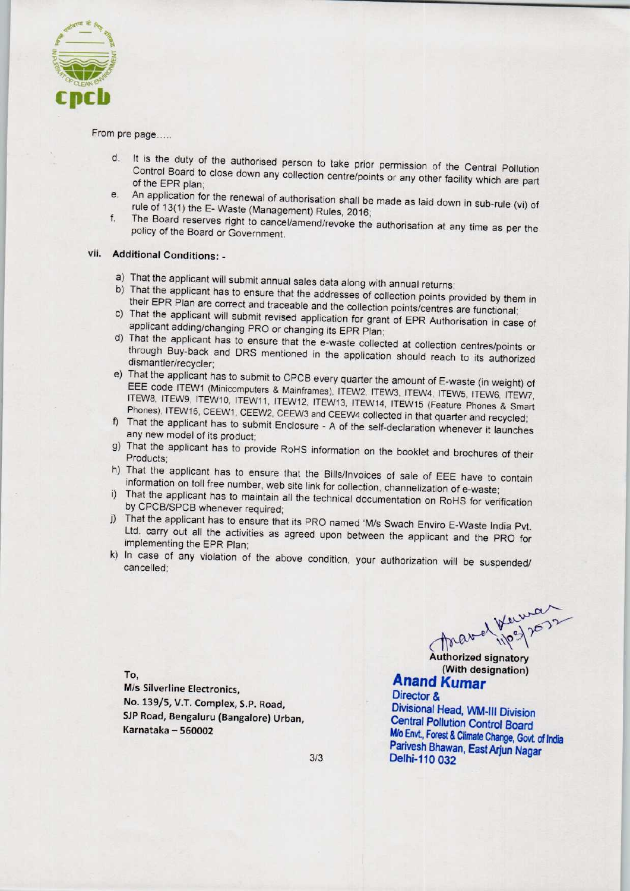From pre page.....

d. It is the duty of the authorised person to take prior permission of the Central Pollution Control Board to close down any collection centre/points or any other facility which are part of the EPR plan;
e. An application for the renewal of authorisation shall be made as laid down in sub-rule (vi) of rule of 13(1) the E- Waste (Management) Rules, 2016;
f. The Board reserves right to cancel/amend/revoke the authorisation at any time as per the policy of the Board or Government.

vii. **Additional Conditions: -**

a) That the applicant will submit annual sales data along with annual returns;
b) That the applicant has to ensure that the addresses of collection points provided by them in their EPR Plan are correct and traceable and the collection points/centres are functional;
c) That the applicant will submit revised application for grant of EPR Authorisation in case of applicant adding/changing PRO or changing its EPR Plan;
d) That the applicant has to ensure that the e-waste collected at collection centres/points or through Buy-back and DRS mentioned in the application should reach to its authorized dismantler/recycler;
e) That the applicant has to submit to CPCB every quarter the amount of E-waste (in weight) of EEE code ITEW1 (Minicomputers & Mainframes), ITEW2, ITEW3, ITEW4, ITEW5, ITEW6, ITEW7, ITEW8, ITEW9, ITEW10, ITEW11, ITEW12, ITEW13, ITEW14, ITEW15 (Feature Phones & Smart Phones), ITEW16, CEEW1, CEEW2, CEEW3 and CEEW4 collected in that quarter and recycled;
f) That the applicant has to submit Enclosure - A of the self-declaration whenever it launches any new model of its product;
g) That the applicant has to provide RoHS information on the booklet and brochures of their Products;
h) That the applicant has to ensure that the Bills/Invoices of sale of EEE have to contain information on toll free number, web site link for collection, channelization of e-waste;
i) That the applicant has to maintain all the technical documentation on RoHS for verification by CPCB/SPCB whenever required;
j) That the applicant has to ensure that its PRO named 'M/s Swach Enviro E-Waste India Pvt. Ltd. carry out all the activities as agreed upon between the applicant and the PRO for implementing the EPR Plan;
k) In case of any violation of the above condition, your authorization will be suspended/ cancelled;

Anand Kumar 11/03/2022

Authorized signatory
(With designation)

**Anand Kumar**
Director &
Divisional Head, WM-III Division
Central Pollution Control Board
M/o Envt., Forest & Climate Change, Govt. of India
Parivesh Bhawan, East Arjun Nagar
Delhi-110 032

To,
M/s Silverline Electronics,
No. 139/5, V.T. Complex, S.P. Road,
SJP Road, Bengaluru (Bangalore) Urban,
Karnataka – 560002